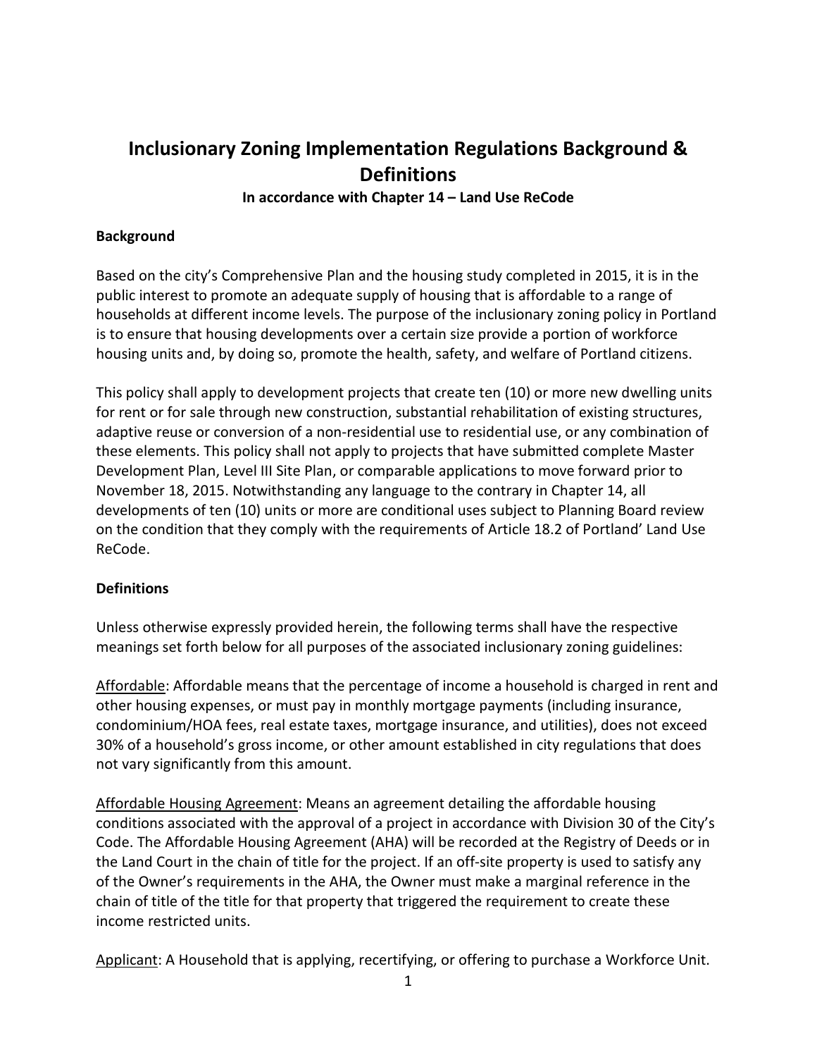# Inclusionary Zoning Implementation Regulations Background & Definitions

**In accordance with Chapter 14 – Land Use ReCode**

## Background

Based on the city's Comprehensive Plan and the housing study completed in 2015, it is in the public interest to promote an adequate supply of housing that is affordable to a range of households at different income levels. The purpose of the inclusionary zoning policy in Portland is to ensure that housing developments over a certain size provide a portion of workforce housing units and, by doing so, promote the health, safety, and welfare of Portland citizens.

This policy shall apply to development projects that create ten (10) or more new dwelling units for rent or for sale through new construction, substantial rehabilitation of existing structures, adaptive reuse or conversion of a non-residential use to residential use, or any combination of these elements. This policy shall not apply to projects that have submitted complete Master Development Plan, Level III Site Plan, or comparable applications to move forward prior to November 18, 2015. Notwithstanding any language to the contrary in Chapter 14, all developments of ten (10) units or more are conditional uses subject to Planning Board review on the condition that they comply with the requirements of Article 18.2 of Portland' Land Use ReCode.

## Definitions

Unless otherwise expressly provided herein, the following terms shall have the respective meanings set forth below for all purposes of the associated inclusionary zoning guidelines:

Affordable: Affordable means that the percentage of income a household is charged in rent and other housing expenses, or must pay in monthly mortgage payments (including insurance, condominium/HOA fees, real estate taxes, mortgage insurance, and utilities), does not exceed 30% of a household's gross income, or other amount established in city regulations that does not vary significantly from this amount.

Affordable Housing Agreement: Means an agreement detailing the affordable housing conditions associated with the approval of a project in accordance with Division 30 of the City's Code. The Affordable Housing Agreement (AHA) will be recorded at the Registry of Deeds or in the Land Court in the chain of title for the project. If an off-site property is used to satisfy any of the Owner's requirements in the AHA, the Owner must make a marginal reference in the chain of title of the title for that property that triggered the requirement to create these income restricted units.

Applicant: A Household that is applying, recertifying, or offering to purchase a Workforce Unit.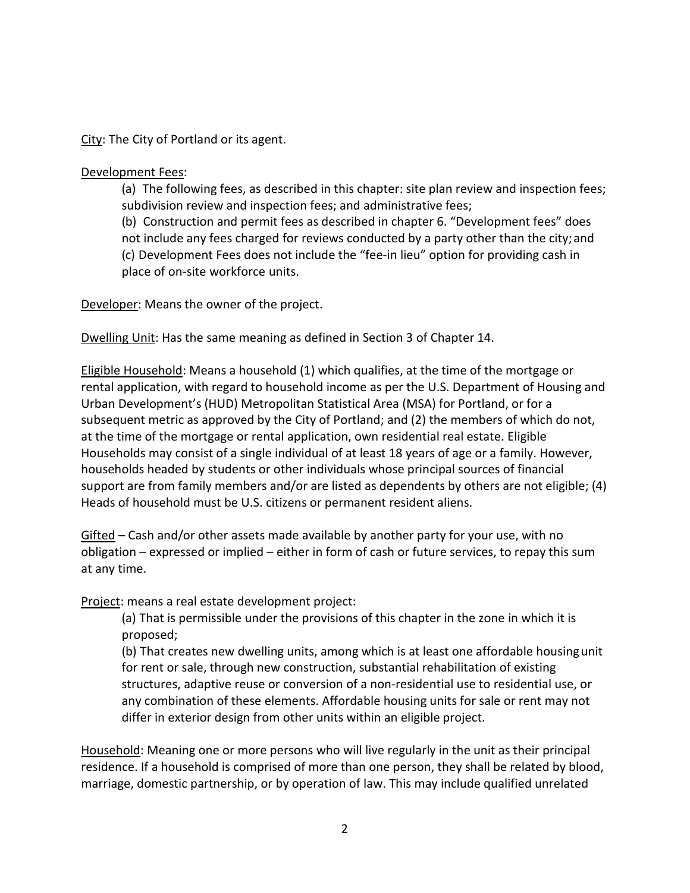City: The City of Portland or its agent.

Development Fees:

(a) The following fees, as described in this chapter: site plan review and inspection fees; subdivision review and inspection fees; and administrative fees;
(b) Construction and permit fees as described in chapter 6. "Development fees" does not include any fees charged for reviews conducted by a party other than the city; and
(c) Development Fees does not include the "fee-in lieu" option for providing cash in place of on-site workforce units.

Developer: Means the owner of the project.

Dwelling Unit: Has the same meaning as defined in Section 3 of Chapter 14.

Eligible Household: Means a household (1) which qualifies, at the time of the mortgage or rental application, with regard to household income as per the U.S. Department of Housing and Urban Development's (HUD) Metropolitan Statistical Area (MSA) for Portland, or for a subsequent metric as approved by the City of Portland; and (2) the members of which do not, at the time of the mortgage or rental application, own residential real estate. Eligible Households may consist of a single individual of at least 18 years of age or a family. However, households headed by students or other individuals whose principal sources of financial support are from family members and/or are listed as dependents by others are not eligible; (4) Heads of household must be U.S. citizens or permanent resident aliens.

Gifted – Cash and/or other assets made available by another party for your use, with no obligation – expressed or implied – either in form of cash or future services, to repay this sum at any time.

Project: means a real estate development project:

(a) That is permissible under the provisions of this chapter in the zone in which it is proposed;
(b) That creates new dwelling units, among which is at least one affordable housing unit for rent or sale, through new construction, substantial rehabilitation of existing structures, adaptive reuse or conversion of a non-residential use to residential use, or any combination of these elements. Affordable housing units for sale or rent may not differ in exterior design from other units within an eligible project.

Household: Meaning one or more persons who will live regularly in the unit as their principal residence. If a household is comprised of more than one person, they shall be related by blood, marriage, domestic partnership, or by operation of law. This may include qualified unrelated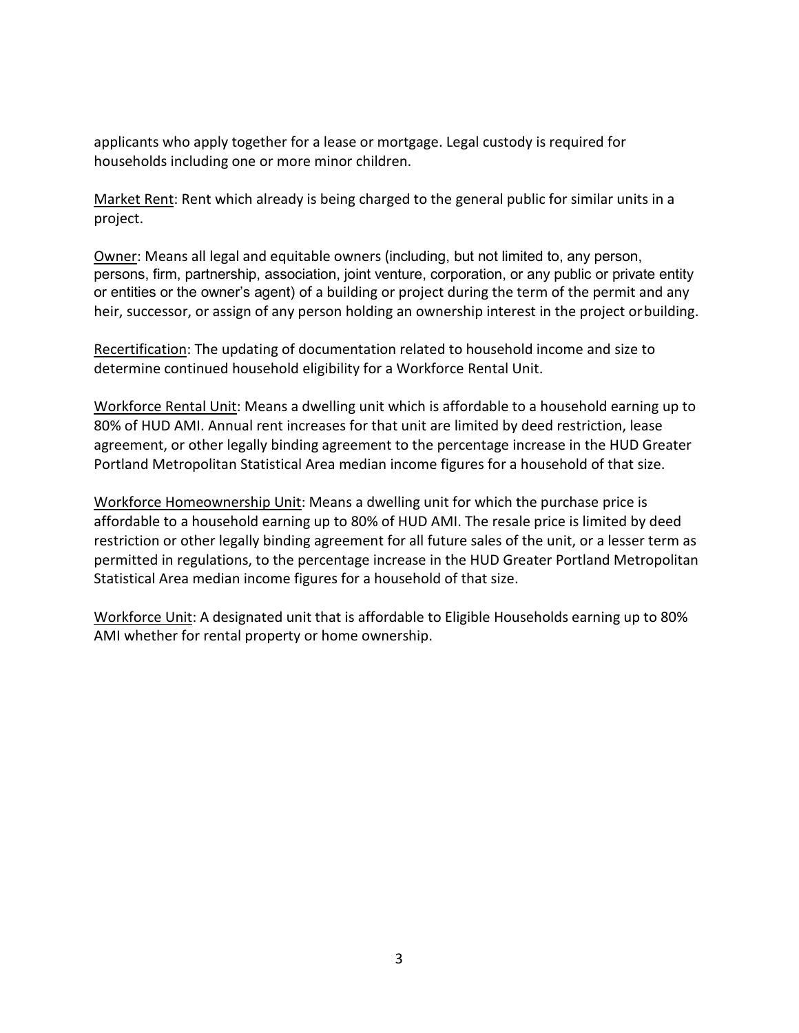applicants who apply together for a lease or mortgage. Legal custody is required for households including one or more minor children.

Market Rent: Rent which already is being charged to the general public for similar units in a project.

Owner: Means all legal and equitable owners (including, but not limited to, any person, persons, firm, partnership, association, joint venture, corporation, or any public or private entity or entities or the owner's agent) of a building or project during the term of the permit and any heir, successor, or assign of any person holding an ownership interest in the project or building.

Recertification: The updating of documentation related to household income and size to determine continued household eligibility for a Workforce Rental Unit.

Workforce Rental Unit: Means a dwelling unit which is affordable to a household earning up to 80% of HUD AMI. Annual rent increases for that unit are limited by deed restriction, lease agreement, or other legally binding agreement to the percentage increase in the HUD Greater Portland Metropolitan Statistical Area median income figures for a household of that size.

Workforce Homeownership Unit: Means a dwelling unit for which the purchase price is affordable to a household earning up to 80% of HUD AMI. The resale price is limited by deed restriction or other legally binding agreement for all future sales of the unit, or a lesser term as permitted in regulations, to the percentage increase in the HUD Greater Portland Metropolitan Statistical Area median income figures for a household of that size.

Workforce Unit: A designated unit that is affordable to Eligible Households earning up to 80% AMI whether for rental property or home ownership.